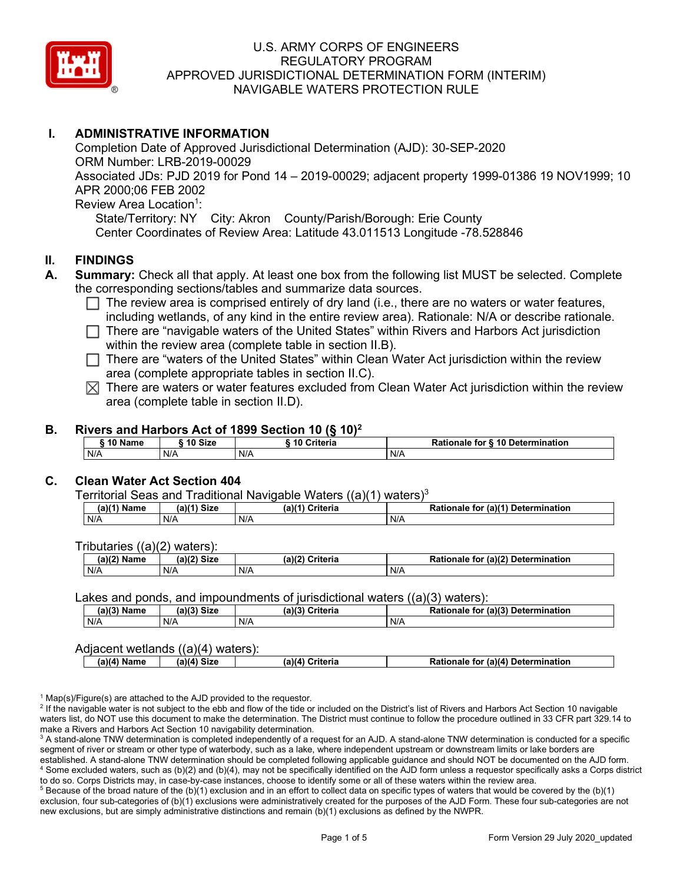U.S. ARMY CORPS OF ENGINEERS
REGULATORY PROGRAM
APPROVED JURISDICTIONAL DETERMINATION FORM (INTERIM)
NAVIGABLE WATERS PROTECTION RULE

# I. ADMINISTRATIVE INFORMATION

Completion Date of Approved Jurisdictional Determination (AJD): 30-SEP-2020
ORM Number: LRB-2019-00029
Associated JDs: PJD 2019 for Pond 14 – 2019-00029; adjacent property 1999-01386 19 NOV1999; 10 APR 2000;06 FEB 2002
Review Area Location[1]:
State/Territory: NY City: Akron County/Parish/Borough: Erie County
Center Coordinates of Review Area: Latitude 43.011513 Longitude -78.528846

# II. FINDINGS

## A. Summary:

**Summary:** Check all that apply. At least one box from the following list MUST be selected. Complete the corresponding sections/tables and summarize data sources.

- ☐ The review area is comprised entirely of dry land (i.e., there are no waters or water features, including wetlands, of any kind in the entire review area). Rationale: N/A or describe rationale.
- ☐ There are "navigable waters of the United States" within Rivers and Harbors Act jurisdiction within the review area (complete table in section II.B).
- ☐ There are "waters of the United States" within Clean Water Act jurisdiction within the review area (complete appropriate tables in section II.C).
- ☒ There are waters or water features excluded from Clean Water Act jurisdiction within the review area (complete table in section II.D).

## B. Rivers and Harbors Act of 1899 Section 10 (§ 10)[2]

| § 10 Name | § 10 Size | § 10 Criteria | Rationale for § 10 Determination |
|---|---|---|---|
| N/A | N/A | N/A | N/A |

## C. Clean Water Act Section 404

Territorial Seas and Traditional Navigable Waters ((a)(1) waters)[3]

| (a)(1) Name | (a)(1) Size | (a)(1) Criteria | Rationale for (a)(1) Determination |
|---|---|---|---|
| N/A | N/A | N/A | N/A |

Tributaries ((a)(2) waters):

| (a)(2) Name | (a)(2) Size | (a)(2) Criteria | Rationale for (a)(2) Determination |
|---|---|---|---|
| N/A | N/A | N/A | N/A |

Lakes and ponds, and impoundments of jurisdictional waters ((a)(3) waters):

| (a)(3) Name | (a)(3) Size | (a)(3) Criteria | Rationale for (a)(3) Determination |
|---|---|---|---|
| N/A | N/A | N/A | N/A |

Adjacent wetlands ((a)(4) waters):

| (a)(4) Name | (a)(4) Size | (a)(4) Criteria | Rationale for (a)(4) Determination |
|---|---|---|---|

[1] Map(s)/Figure(s) are attached to the AJD provided to the requestor.
[2] If the navigable water is not subject to the ebb and flow of the tide or included on the District's list of Rivers and Harbors Act Section 10 navigable waters list, do NOT use this document to make the determination. The District must continue to follow the procedure outlined in 33 CFR part 329.14 to make a Rivers and Harbors Act Section 10 navigability determination.
[3] A stand-alone TNW determination is completed independently of a request for an AJD. A stand-alone TNW determination is conducted for a specific segment of river or stream or other type of waterbody, such as a lake, where independent upstream or downstream limits or lake borders are established. A stand-alone TNW determination should be completed following applicable guidance and should NOT be documented on the AJD form.
[4] Some excluded waters, such as (b)(2) and (b)(4), may not be specifically identified on the AJD form unless a requestor specifically asks a Corps district to do so. Corps Districts may, in case-by-case instances, choose to identify some or all of these waters within the review area.
[5] Because of the broad nature of the (b)(1) exclusion and in an effort to collect data on specific types of waters that would be covered by the (b)(1) exclusion, four sub-categories of (b)(1) exclusions were administratively created for the purposes of the AJD Form. These four sub-categories are not new exclusions, but are simply administrative distinctions and remain (b)(1) exclusions as defined by the NWPR.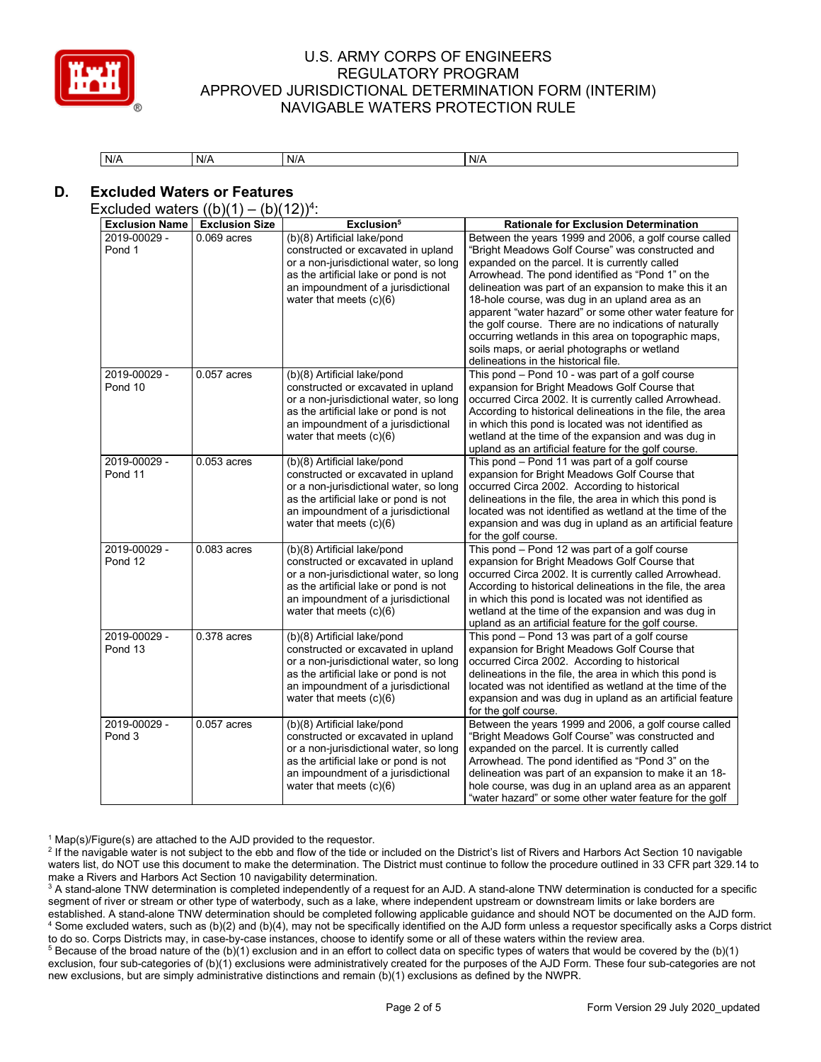| N/A | N/A | N/A | N/A |
|---|---|---|---|

## D. Excluded Waters or Features

Excluded waters ((b)(1) – (b)(12))[4]:

| Exclusion Name | Exclusion Size | Exclusion[5] | Rationale for Exclusion Determination |
|---|---|---|---|
| 2019-00029 - Pond 1 | 0.069 acres | (b)(8) Artificial lake/pond constructed or excavated in upland or a non-jurisdictional water, so long as the artificial lake or pond is not an impoundment of a jurisdictional water that meets (c)(6) | Between the years 1999 and 2006, a golf course called "Bright Meadows Golf Course" was constructed and expanded on the parcel. It is currently called Arrowhead. The pond identified as "Pond 1" on the delineation was part of an expansion to make this it an 18-hole course, was dug in an upland area as an apparent "water hazard" or some other water feature for the golf course. There are no indications of naturally occurring wetlands in this area on topographic maps, soils maps, or aerial photographs or wetland delineations in the historical file. |
| 2019-00029 - Pond 10 | 0.057 acres | (b)(8) Artificial lake/pond constructed or excavated in upland or a non-jurisdictional water, so long as the artificial lake or pond is not an impoundment of a jurisdictional water that meets (c)(6) | This pond – Pond 10 - was part of a golf course expansion for Bright Meadows Golf Course that occurred Circa 2002. It is currently called Arrowhead. According to historical delineations in the file, the area in which this pond is located was not identified as wetland at the time of the expansion and was dug in upland as an artificial feature for the golf course. |
| 2019-00029 - Pond 11 | 0.053 acres | (b)(8) Artificial lake/pond constructed or excavated in upland or a non-jurisdictional water, so long as the artificial lake or pond is not an impoundment of a jurisdictional water that meets (c)(6) | This pond – Pond 11 was part of a golf course expansion for Bright Meadows Golf Course that occurred Circa 2002. According to historical delineations in the file, the area in which this pond is located was not identified as wetland at the time of the expansion and was dug in upland as an artificial feature for the golf course. |
| 2019-00029 - Pond 12 | 0.083 acres | (b)(8) Artificial lake/pond constructed or excavated in upland or a non-jurisdictional water, so long as the artificial lake or pond is not an impoundment of a jurisdictional water that meets (c)(6) | This pond – Pond 12 was part of a golf course expansion for Bright Meadows Golf Course that occurred Circa 2002. It is currently called Arrowhead. According to historical delineations in the file, the area in which this pond is located was not identified as wetland at the time of the expansion and was dug in upland as an artificial feature for the golf course. |
| 2019-00029 - Pond 13 | 0.378 acres | (b)(8) Artificial lake/pond constructed or excavated in upland or a non-jurisdictional water, so long as the artificial lake or pond is not an impoundment of a jurisdictional water that meets (c)(6) | This pond – Pond 13 was part of a golf course expansion for Bright Meadows Golf Course that occurred Circa 2002. According to historical delineations in the file, the area in which this pond is located was not identified as wetland at the time of the expansion and was dug in upland as an artificial feature for the golf course. |
| 2019-00029 - Pond 3 | 0.057 acres | (b)(8) Artificial lake/pond constructed or excavated in upland or a non-jurisdictional water, so long as the artificial lake or pond is not an impoundment of a jurisdictional water that meets (c)(6) | Between the years 1999 and 2006, a golf course called "Bright Meadows Golf Course" was constructed and expanded on the parcel. It is currently called Arrowhead. The pond identified as "Pond 3" on the delineation was part of an expansion to make it an 18-hole course, was dug in an upland area as an apparent "water hazard" or some other water feature for the golf |

[1] Map(s)/Figure(s) are attached to the AJD provided to the requestor.

[2] If the navigable water is not subject to the ebb and flow of the tide or included on the District's list of Rivers and Harbors Act Section 10 navigable waters list, do NOT use this document to make the determination. The District must continue to follow the procedure outlined in 33 CFR part 329.14 to make a Rivers and Harbors Act Section 10 navigability determination.

[3] A stand-alone TNW determination is completed independently of a request for an AJD. A stand-alone TNW determination is conducted for a specific segment of river or stream or other type of waterbody, such as a lake, where independent upstream or downstream limits or lake borders are established. A stand-alone TNW determination should be completed following applicable guidance and should NOT be documented on the AJD form.

[4] Some excluded waters, such as (b)(2) and (b)(4), may not be specifically identified on the AJD form unless a requestor specifically asks a Corps district to do so. Corps Districts may, in case-by-case instances, choose to identify some or all of these waters within the review area.

[5] Because of the broad nature of the (b)(1) exclusion and in an effort to collect data on specific types of waters that would be covered by the (b)(1) exclusion, four sub-categories of (b)(1) exclusions were administratively created for the purposes of the AJD Form. These four sub-categories are not new exclusions, but are simply administrative distinctions and remain (b)(1) exclusions as defined by the NWPR.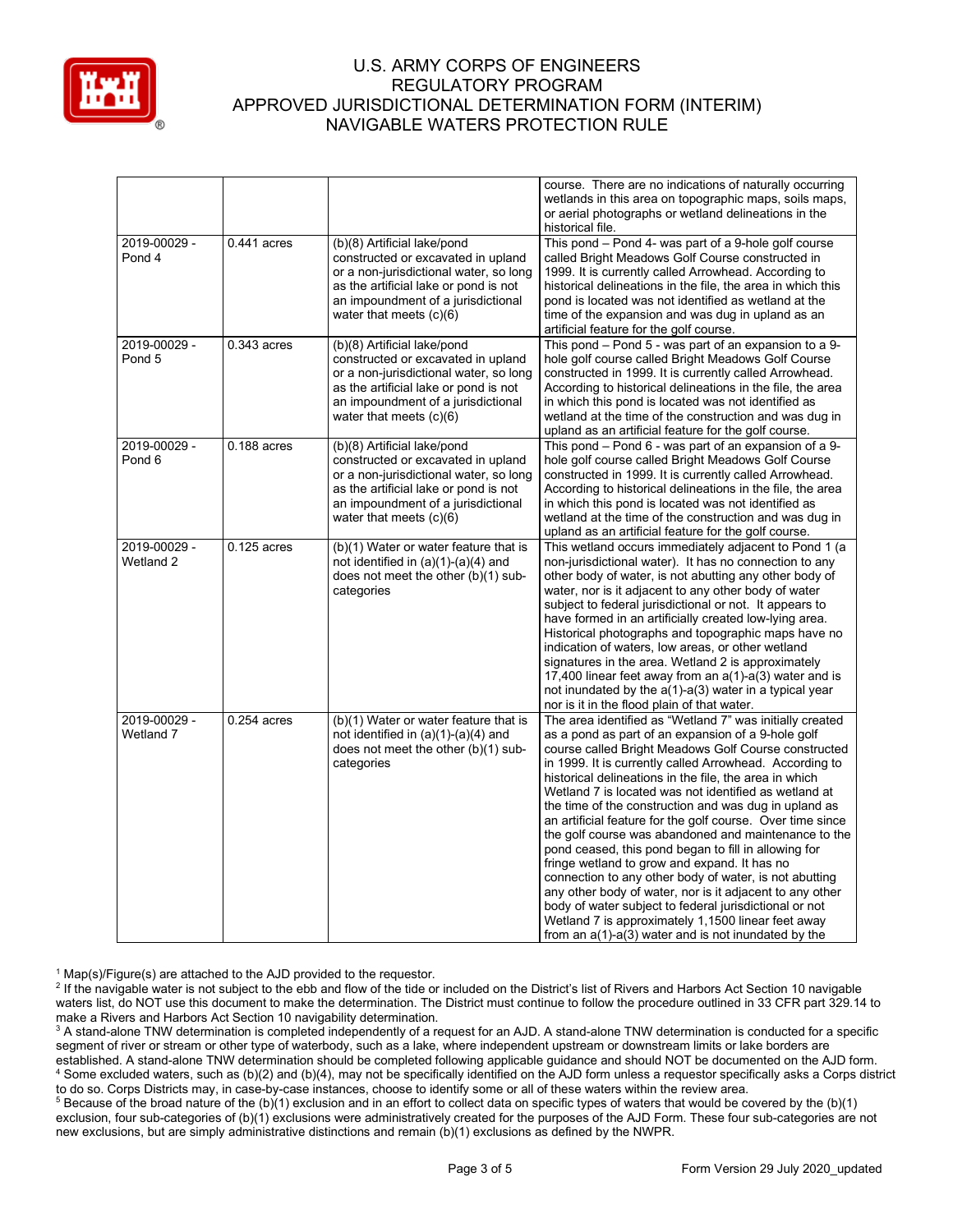| | | | course. There are no indications of naturally occurring wetlands in this area on topographic maps, soils maps, or aerial photographs or wetland delineations in the historical file. |
|---|---|---|---|
| 2019-00029 - Pond 4 | 0.441 acres | (b)(8) Artificial lake/pond constructed or excavated in upland or a non-jurisdictional water, so long as the artificial lake or pond is not an impoundment of a jurisdictional water that meets (c)(6) | This pond – Pond 4- was part of a 9-hole golf course called Bright Meadows Golf Course constructed in 1999. It is currently called Arrowhead. According to historical delineations in the file, the area in which this pond is located was not identified as wetland at the time of the expansion and was dug in upland as an artificial feature for the golf course. |
| 2019-00029 - Pond 5 | 0.343 acres | (b)(8) Artificial lake/pond constructed or excavated in upland or a non-jurisdictional water, so long as the artificial lake or pond is not an impoundment of a jurisdictional water that meets (c)(6) | This pond – Pond 5 - was part of an expansion to a 9-hole golf course called Bright Meadows Golf Course constructed in 1999. It is currently called Arrowhead. According to historical delineations in the file, the area in which this pond is located was not identified as wetland at the time of the construction and was dug in upland as an artificial feature for the golf course. |
| 2019-00029 - Pond 6 | 0.188 acres | (b)(8) Artificial lake/pond constructed or excavated in upland or a non-jurisdictional water, so long as the artificial lake or pond is not an impoundment of a jurisdictional water that meets (c)(6) | This pond – Pond 6 - was part of an expansion of a 9-hole golf course called Bright Meadows Golf Course constructed in 1999. It is currently called Arrowhead. According to historical delineations in the file, the area in which this pond is located was not identified as wetland at the time of the construction and was dug in upland as an artificial feature for the golf course. |
| 2019-00029 - Wetland 2 | 0.125 acres | (b)(1) Water or water feature that is not identified in (a)(1)-(a)(4) and does not meet the other (b)(1) sub-categories | This wetland occurs immediately adjacent to Pond 1 (a non-jurisdictional water). It has no connection to any other body of water, is not abutting any other body of water, nor is it adjacent to any other body of water subject to federal jurisdictional or not. It appears to have formed in an artificially created low-lying area. Historical photographs and topographic maps have no indication of waters, low areas, or other wetland signatures in the area. Wetland 2 is approximately 17,400 linear feet away from an a(1)-a(3) water and is not inundated by the a(1)-a(3) water in a typical year nor is it in the flood plain of that water. |
| 2019-00029 - Wetland 7 | 0.254 acres | (b)(1) Water or water feature that is not identified in (a)(1)-(a)(4) and does not meet the other (b)(1) sub-categories | The area identified as "Wetland 7" was initially created as a pond as part of an expansion of a 9-hole golf course called Bright Meadows Golf Course constructed in 1999. It is currently called Arrowhead. According to historical delineations in the file, the area in which Wetland 7 is located was not identified as wetland at the time of the construction and was dug in upland as an artificial feature for the golf course. Over time since the golf course was abandoned and maintenance to the pond ceased, this pond began to fill in allowing for fringe wetland to grow and expand. It has no connection to any other body of water, is not abutting any other body of water, nor is it adjacent to any other body of water subject to federal jurisdictional or not Wetland 7 is approximately 1,1500 linear feet away from an a(1)-a(3) water and is not inundated by the |

[1] Map(s)/Figure(s) are attached to the AJD provided to the requestor.
[2] If the navigable water is not subject to the ebb and flow of the tide or included on the District's list of Rivers and Harbors Act Section 10 navigable waters list, do NOT use this document to make the determination. The District must continue to follow the procedure outlined in 33 CFR part 329.14 to make a Rivers and Harbors Act Section 10 navigability determination.
[3] A stand-alone TNW determination is completed independently of a request for an AJD. A stand-alone TNW determination is conducted for a specific segment of river or stream or other type of waterbody, such as a lake, where independent upstream or downstream limits or lake borders are established. A stand-alone TNW determination should be completed following applicable guidance and should NOT be documented on the AJD form.
[4] Some excluded waters, such as (b)(2) and (b)(4), may not be specifically identified on the AJD form unless a requestor specifically asks a Corps district to do so. Corps Districts may, in case-by-case instances, choose to identify some or all of these waters within the review area.
[5] Because of the broad nature of the (b)(1) exclusion and in an effort to collect data on specific types of waters that would be covered by the (b)(1) exclusion, four sub-categories of (b)(1) exclusions were administratively created for the purposes of the AJD Form. These four sub-categories are not new exclusions, but are simply administrative distinctions and remain (b)(1) exclusions as defined by the NWPR.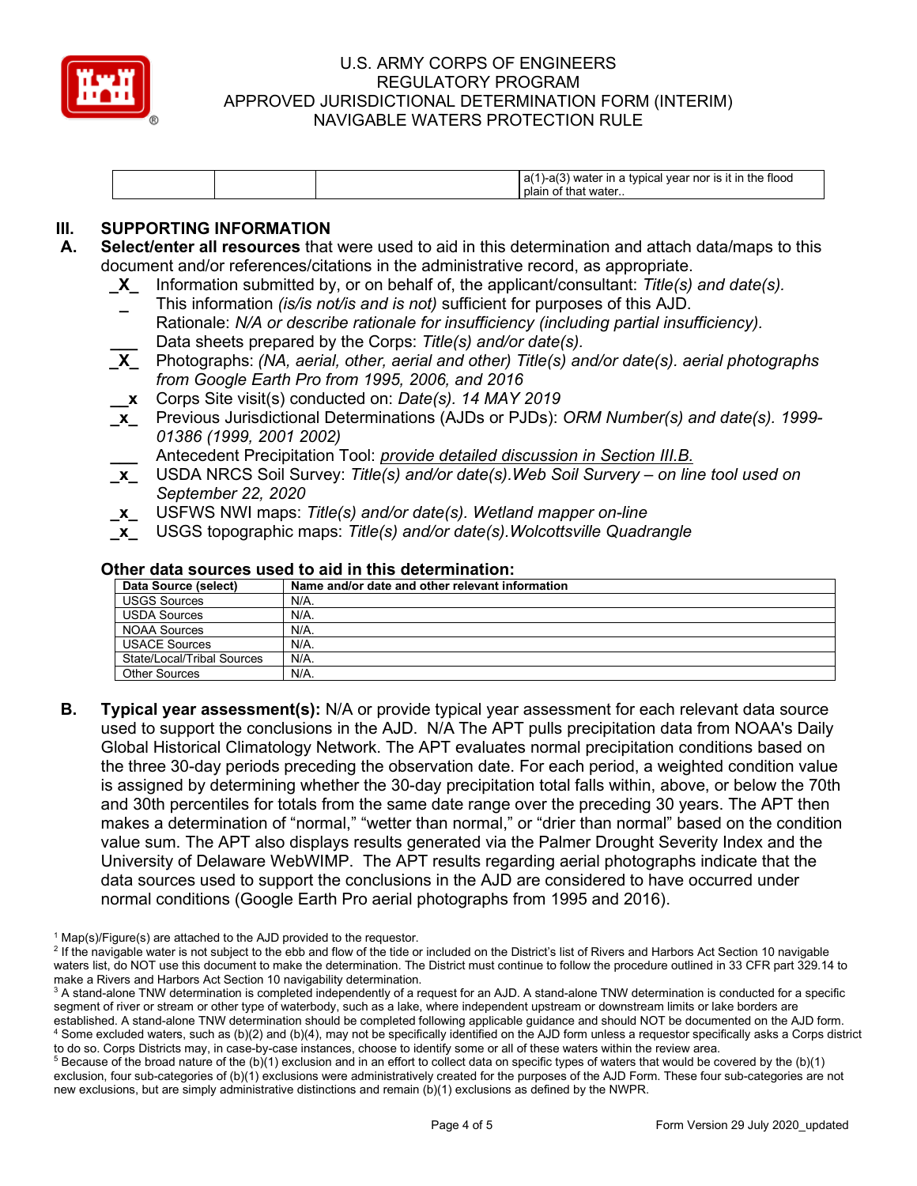| | | | a(1)-a(3) water in a typical year nor is it in the flood plain of that water.. |
|---|---|---|---|

## III. SUPPORTING INFORMATION

**A. Select/enter all resources** that were used to aid in this determination and attach data/maps to this document and/or references/citations in the administrative record, as appropriate.

_X_ Information submitted by, or on behalf of, the applicant/consultant: *Title(s) and date(s).*

_ This information *(is/is not/is and is not)* sufficient for purposes of this AJD. Rationale: *N/A or describe rationale for insufficiency (including partial insufficiency).*

___ Data sheets prepared by the Corps: *Title(s) and/or date(s).*

_X_ Photographs: *(NA, aerial, other, aerial and other) Title(s) and/or date(s). aerial photographs from Google Earth Pro from 1995, 2006, and 2016*

__x Corps Site visit(s) conducted on: *Date(s). 14 MAY 2019*

_x_ Previous Jurisdictional Determinations (AJDs or PJDs): *ORM Number(s) and date(s). 1999-01386 (1999, 2001 2002)*

___ Antecedent Precipitation Tool: *provide detailed discussion in Section III.B.*

_x_ USDA NRCS Soil Survey: *Title(s) and/or date(s).Web Soil Survery – on line tool used on September 22, 2020*

_x_ USFWS NWI maps: *Title(s) and/or date(s). Wetland mapper on-line*

_x_ USGS topographic maps: *Title(s) and/or date(s).Wolcottsville Quadrangle*

**Other data sources used to aid in this determination:**

| Data Source (select) | Name and/or date and other relevant information |
|---|---|
| USGS Sources | N/A. |
| USDA Sources | N/A. |
| NOAA Sources | N/A. |
| USACE Sources | N/A. |
| State/Local/Tribal Sources | N/A. |
| Other Sources | N/A. |

**B. Typical year assessment(s):** N/A or provide typical year assessment for each relevant data source used to support the conclusions in the AJD. N/A The APT pulls precipitation data from NOAA's Daily Global Historical Climatology Network. The APT evaluates normal precipitation conditions based on the three 30-day periods preceding the observation date. For each period, a weighted condition value is assigned by determining whether the 30-day precipitation total falls within, above, or below the 70th and 30th percentiles for totals from the same date range over the preceding 30 years. The APT then makes a determination of "normal," "wetter than normal," or "drier than normal" based on the condition value sum. The APT also displays results generated via the Palmer Drought Severity Index and the University of Delaware WebWIMP. The APT results regarding aerial photographs indicate that the data sources used to support the conclusions in the AJD are considered to have occurred under normal conditions (Google Earth Pro aerial photographs from 1995 and 2016).

[1] Map(s)/Figure(s) are attached to the AJD provided to the requestor.
[2] If the navigable water is not subject to the ebb and flow of the tide or included on the District's list of Rivers and Harbors Act Section 10 navigable waters list, do NOT use this document to make the determination. The District must continue to follow the procedure outlined in 33 CFR part 329.14 to make a Rivers and Harbors Act Section 10 navigability determination.
[3] A stand-alone TNW determination is completed independently of a request for an AJD. A stand-alone TNW determination is conducted for a specific segment of river or stream or other type of waterbody, such as a lake, where independent upstream or downstream limits or lake borders are established. A stand-alone TNW determination should be completed following applicable guidance and should NOT be documented on the AJD form.
[4] Some excluded waters, such as (b)(2) and (b)(4), may not be specifically identified on the AJD form unless a requestor specifically asks a Corps district to do so. Corps Districts may, in case-by-case instances, choose to identify some or all of these waters within the review area.
[5] Because of the broad nature of the (b)(1) exclusion and in an effort to collect data on specific types of waters that would be covered by the (b)(1) exclusion, four sub-categories of (b)(1) exclusions were administratively created for the purposes of the AJD Form. These four sub-categories are not new exclusions, but are simply administrative distinctions and remain (b)(1) exclusions as defined by the NWPR.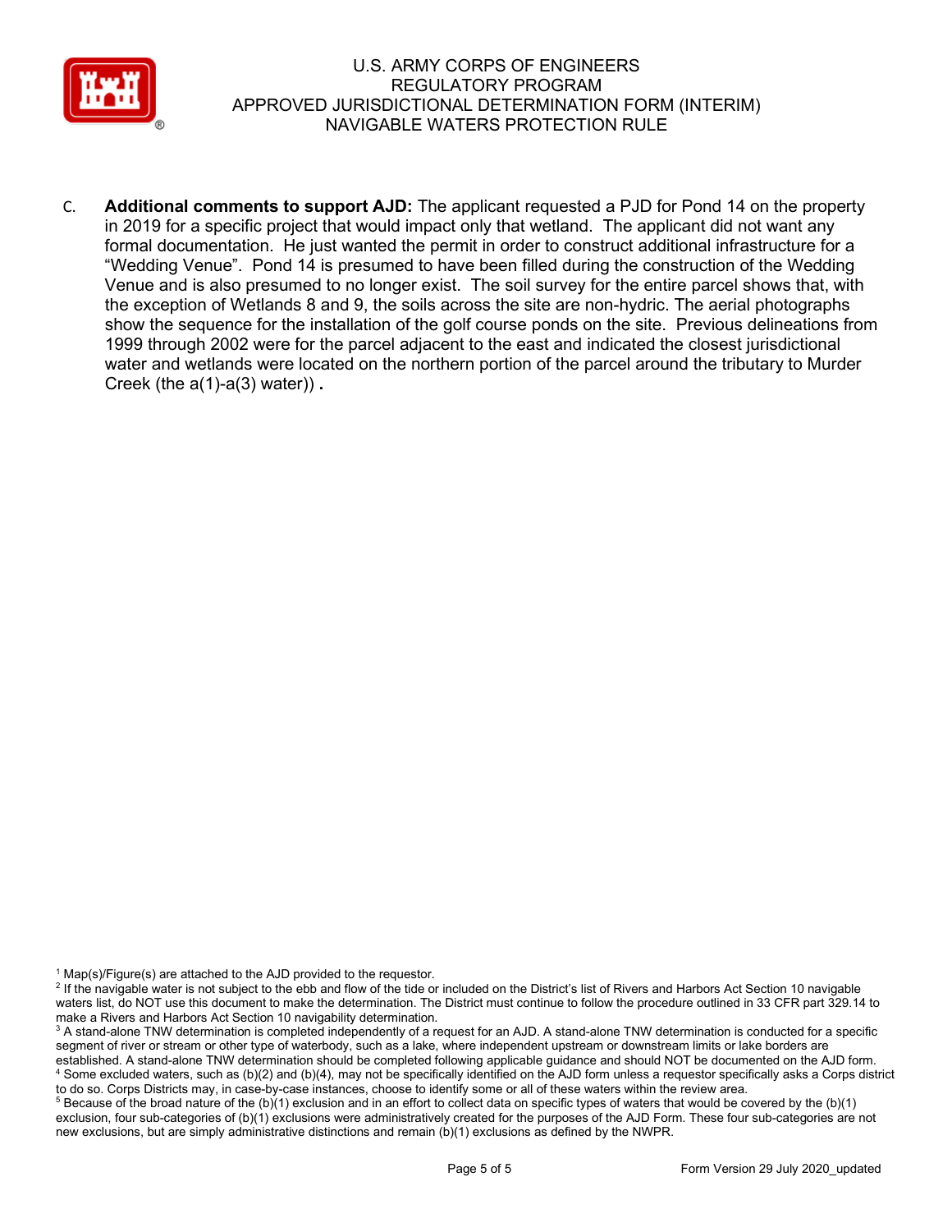C. **Additional comments to support AJD:** The applicant requested a PJD for Pond 14 on the property in 2019 for a specific project that would impact only that wetland. The applicant did not want any formal documentation. He just wanted the permit in order to construct additional infrastructure for a "Wedding Venue". Pond 14 is presumed to have been filled during the construction of the Wedding Venue and is also presumed to no longer exist. The soil survey for the entire parcel shows that, with the exception of Wetlands 8 and 9, the soils across the site are non-hydric. The aerial photographs show the sequence for the installation of the golf course ponds on the site. Previous delineations from 1999 through 2002 were for the parcel adjacent to the east and indicated the closest jurisdictional water and wetlands were located on the northern portion of the parcel around the tributary to Murder Creek (the a(1)-a(3) water)) **.**

---

[1] Map(s)/Figure(s) are attached to the AJD provided to the requestor.

[2] If the navigable water is not subject to the ebb and flow of the tide or included on the District's list of Rivers and Harbors Act Section 10 navigable waters list, do NOT use this document to make the determination. The District must continue to follow the procedure outlined in 33 CFR part 329.14 to make a Rivers and Harbors Act Section 10 navigability determination.

[3] A stand-alone TNW determination is completed independently of a request for an AJD. A stand-alone TNW determination is conducted for a specific segment of river or stream or other type of waterbody, such as a lake, where independent upstream or downstream limits or lake borders are established. A stand-alone TNW determination should be completed following applicable guidance and should NOT be documented on the AJD form.

[4] Some excluded waters, such as (b)(2) and (b)(4), may not be specifically identified on the AJD form unless a requestor specifically asks a Corps district to do so. Corps Districts may, in case-by-case instances, choose to identify some or all of these waters within the review area.

[5] Because of the broad nature of the (b)(1) exclusion and in an effort to collect data on specific types of waters that would be covered by the (b)(1) exclusion, four sub-categories of (b)(1) exclusions were administratively created for the purposes of the AJD Form. These four sub-categories are not new exclusions, but are simply administrative distinctions and remain (b)(1) exclusions as defined by the NWPR.